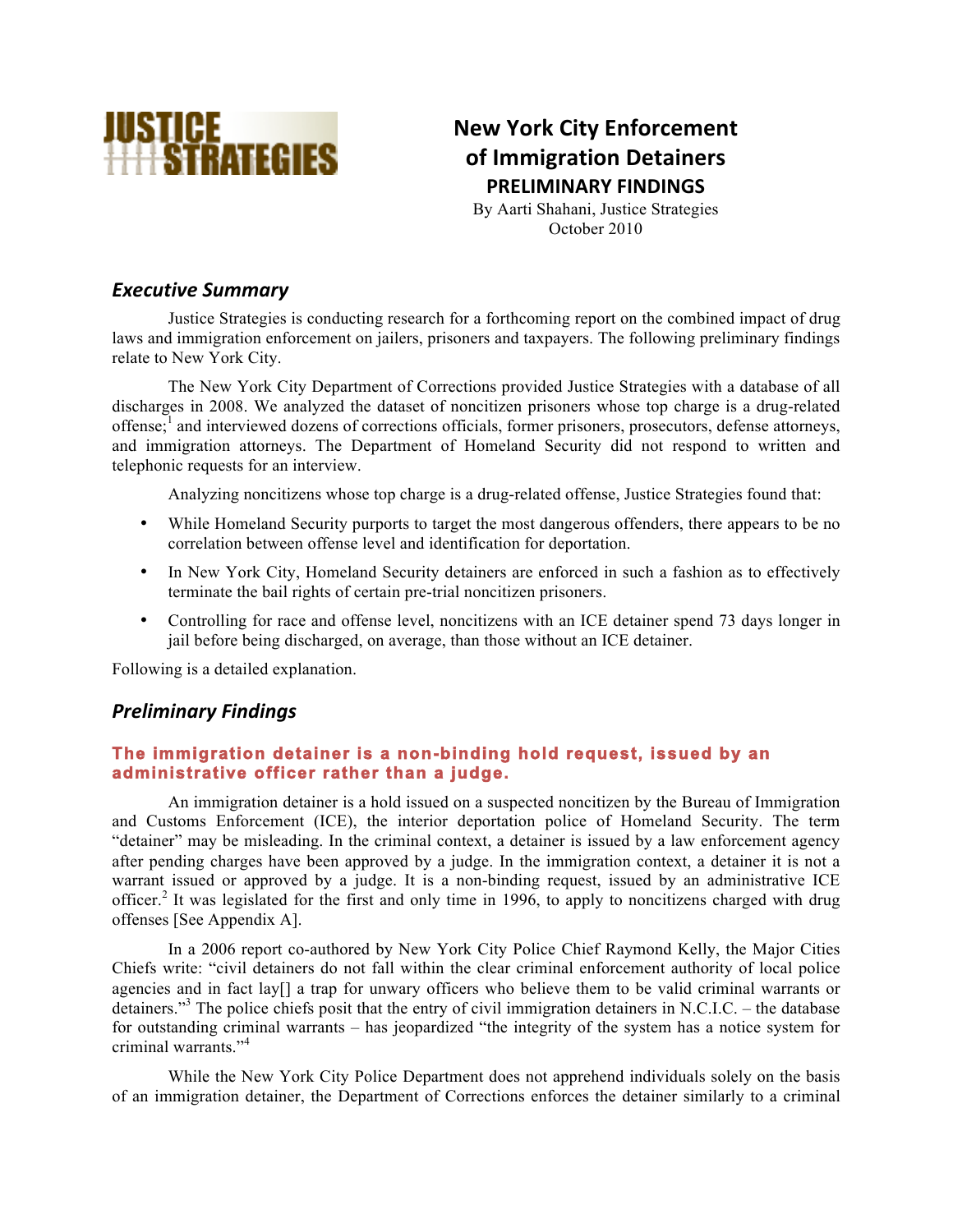JUSTICE STRATEGIES

# New York City Enforcement of Immigration Detainers

## PRELIMINARY FINDINGS

By Aarti Shahani, Justice Strategies
October 2010

## *Executive Summary*

Justice Strategies is conducting research for a forthcoming report on the combined impact of drug laws and immigration enforcement on jailers, prisoners and taxpayers. The following preliminary findings relate to New York City.

The New York City Department of Corrections provided Justice Strategies with a database of all discharges in 2008. We analyzed the dataset of noncitizen prisoners whose top charge is a drug-related offense;[1] and interviewed dozens of corrections officials, former prisoners, prosecutors, defense attorneys, and immigration attorneys. The Department of Homeland Security did not respond to written and telephonic requests for an interview.

Analyzing noncitizens whose top charge is a drug-related offense, Justice Strategies found that:

- While Homeland Security purports to target the most dangerous offenders, there appears to be no correlation between offense level and identification for deportation.
- In New York City, Homeland Security detainers are enforced in such a fashion as to effectively terminate the bail rights of certain pre-trial noncitizen prisoners.
- Controlling for race and offense level, noncitizens with an ICE detainer spend 73 days longer in jail before being discharged, on average, than those without an ICE detainer.

Following is a detailed explanation.

## *Preliminary Findings*

### The immigration detainer is a non-binding hold request, issued by an administrative officer rather than a judge.

An immigration detainer is a hold issued on a suspected noncitizen by the Bureau of Immigration and Customs Enforcement (ICE), the interior deportation police of Homeland Security. The term "detainer" may be misleading. In the criminal context, a detainer is issued by a law enforcement agency after pending charges have been approved by a judge. In the immigration context, a detainer it is not a warrant issued or approved by a judge. It is a non-binding request, issued by an administrative ICE officer.[2] It was legislated for the first and only time in 1996, to apply to noncitizens charged with drug offenses [See Appendix A].

In a 2006 report co-authored by New York City Police Chief Raymond Kelly, the Major Cities Chiefs write: "civil detainers do not fall within the clear criminal enforcement authority of local police agencies and in fact lay[] a trap for unwary officers who believe them to be valid criminal warrants or detainers."[3] The police chiefs posit that the entry of civil immigration detainers in N.C.I.C. – the database for outstanding criminal warrants – has jeopardized "the integrity of the system has a notice system for criminal warrants."[4]

While the New York City Police Department does not apprehend individuals solely on the basis of an immigration detainer, the Department of Corrections enforces the detainer similarly to a criminal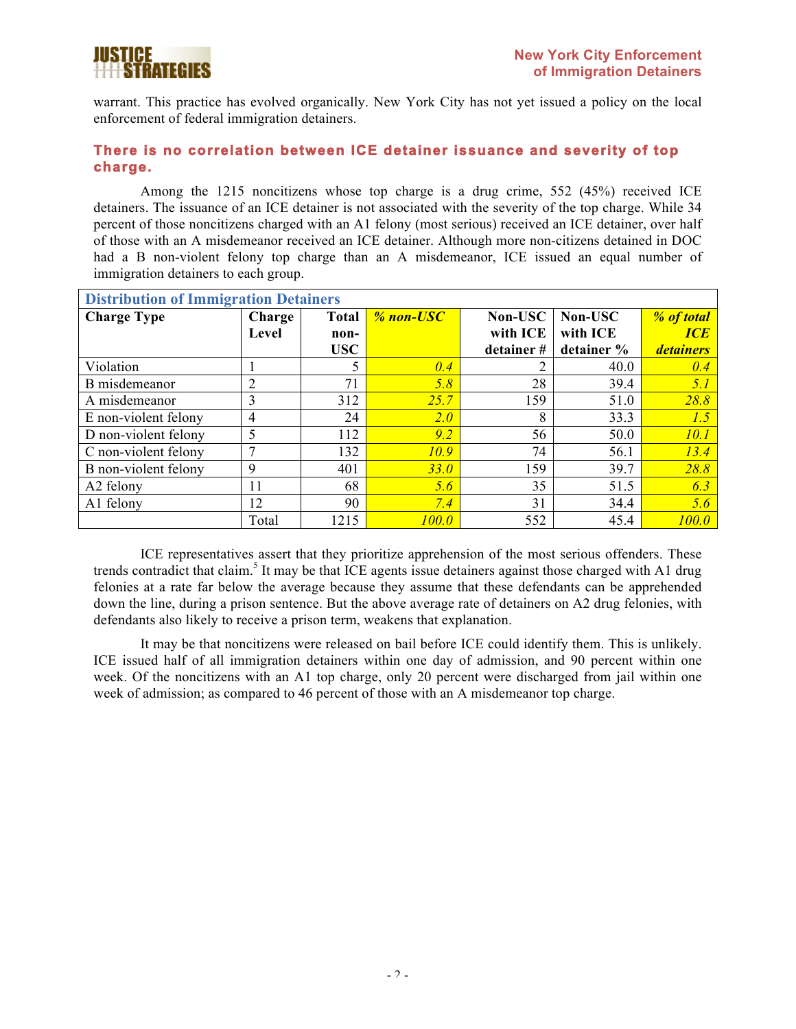warrant. This practice has evolved organically. New York City has not yet issued a policy on the local enforcement of federal immigration detainers.

## There is no correlation between ICE detainer issuance and severity of top charge.

Among the 1215 noncitizens whose top charge is a drug crime, 552 (45%) received ICE detainers. The issuance of an ICE detainer is not associated with the severity of the top charge. While 34 percent of those noncitizens charged with an A1 felony (most serious) received an ICE detainer, over half of those with an A misdemeanor received an ICE detainer. Although more non-citizens detained in DOC had a B non-violent felony top charge than an A misdemeanor, ICE issued an equal number of immigration detainers to each group.

**Distribution of Immigration Detainers**

| Charge Type | Charge Level | Total non-USC | *% non-USC* | Non-USC with ICE detainer # | Non-USC with ICE detainer % | *% of total ICE detainers* |
|---|---|---|---|---|---|---|
| Violation | 1 | 5 | *0.4* | 2 | 40.0 | *0.4* |
| B misdemeanor | 2 | 71 | *5.8* | 28 | 39.4 | *5.1* |
| A misdemeanor | 3 | 312 | *25.7* | 159 | 51.0 | *28.8* |
| E non-violent felony | 4 | 24 | *2.0* | 8 | 33.3 | *1.5* |
| D non-violent felony | 5 | 112 | *9.2* | 56 | 50.0 | *10.1* |
| C non-violent felony | 7 | 132 | *10.9* | 74 | 56.1 | *13.4* |
| B non-violent felony | 9 | 401 | *33.0* | 159 | 39.7 | *28.8* |
| A2 felony | 11 | 68 | *5.6* | 35 | 51.5 | *6.3* |
| A1 felony | 12 | 90 | *7.4* | 31 | 34.4 | *5.6* |
| | Total | 1215 | *100.0* | 552 | 45.4 | *100.0* |

ICE representatives assert that they prioritize apprehension of the most serious offenders. These trends contradict that claim.[5] It may be that ICE agents issue detainers against those charged with A1 drug felonies at a rate far below the average because they assume that these defendants can be apprehended down the line, during a prison sentence. But the above average rate of detainers on A2 drug felonies, with defendants also likely to receive a prison term, weakens that explanation.

It may be that noncitizens were released on bail before ICE could identify them. This is unlikely. ICE issued half of all immigration detainers within one day of admission, and 90 percent within one week. Of the noncitizens with an A1 top charge, only 20 percent were discharged from jail within one week of admission; as compared to 46 percent of those with an A misdemeanor top charge.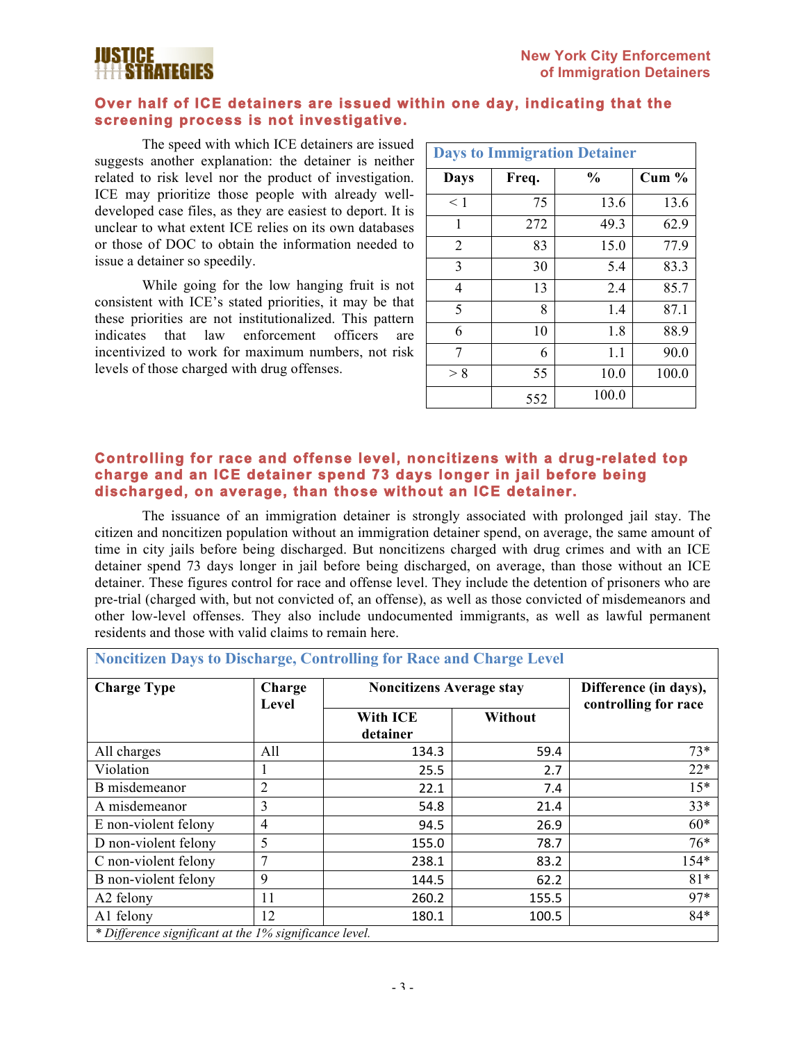## Over half of ICE detainers are issued within one day, indicating that the screening process is not investigative.

The speed with which ICE detainers are issued suggests another explanation: the detainer is neither related to risk level nor the product of investigation. ICE may prioritize those people with already well-developed case files, as they are easiest to deport. It is unclear to what extent ICE relies on its own databases or those of DOC to obtain the information needed to issue a detainer so speedily.

While going for the low hanging fruit is not consistent with ICE's stated priorities, it may be that these priorities are not institutionalized. This pattern indicates that law enforcement officers are incentivized to work for maximum numbers, not risk levels of those charged with drug offenses.

| Days to Immigration Detainer | | | |
|---|---|---|---|
| **Days** | **Freq.** | **%** | **Cum %** |
| < 1 | 75 | 13.6 | 13.6 |
| 1 | 272 | 49.3 | 62.9 |
| 2 | 83 | 15.0 | 77.9 |
| 3 | 30 | 5.4 | 83.3 |
| 4 | 13 | 2.4 | 85.7 |
| 5 | 8 | 1.4 | 87.1 |
| 6 | 10 | 1.8 | 88.9 |
| 7 | 6 | 1.1 | 90.0 |
| > 8 | 55 | 10.0 | 100.0 |
| | 552 | 100.0 | |

## Controlling for race and offense level, noncitizens with a drug-related top charge and an ICE detainer spend 73 days longer in jail before being discharged, on average, than those without an ICE detainer.

The issuance of an immigration detainer is strongly associated with prolonged jail stay. The citizen and noncitizen population without an immigration detainer spend, on average, the same amount of time in city jails before being discharged. But noncitizens charged with drug crimes and with an ICE detainer spend 73 days longer in jail before being discharged, on average, than those without an ICE detainer. These figures control for race and offense level. They include the detention of prisoners who are pre-trial (charged with, but not convicted of, an offense), as well as those convicted of misdemeanors and other low-level offenses. They also include undocumented immigrants, as well as lawful permanent residents and those with valid claims to remain here.

| Noncitizen Days to Discharge, Controlling for Race and Charge Level | | | | |
|---|---|---|---|---|
| **Charge Type** | **Charge Level** | **Noncitizens Average stay** | | **Difference (in days), controlling for race** |
| | | **With ICE detainer** | **Without** | |
| All charges | All | 134.3 | 59.4 | 73* |
| Violation | 1 | 25.5 | 2.7 | 22* |
| B misdemeanor | 2 | 22.1 | 7.4 | 15* |
| A misdemeanor | 3 | 54.8 | 21.4 | 33* |
| E non-violent felony | 4 | 94.5 | 26.9 | 60* |
| D non-violent felony | 5 | 155.0 | 78.7 | 76* |
| C non-violent felony | 7 | 238.1 | 83.2 | 154* |
| B non-violent felony | 9 | 144.5 | 62.2 | 81* |
| A2 felony | 11 | 260.2 | 155.5 | 97* |
| A1 felony | 12 | 180.1 | 100.5 | 84* |

*\* Difference significant at the 1% significance level.*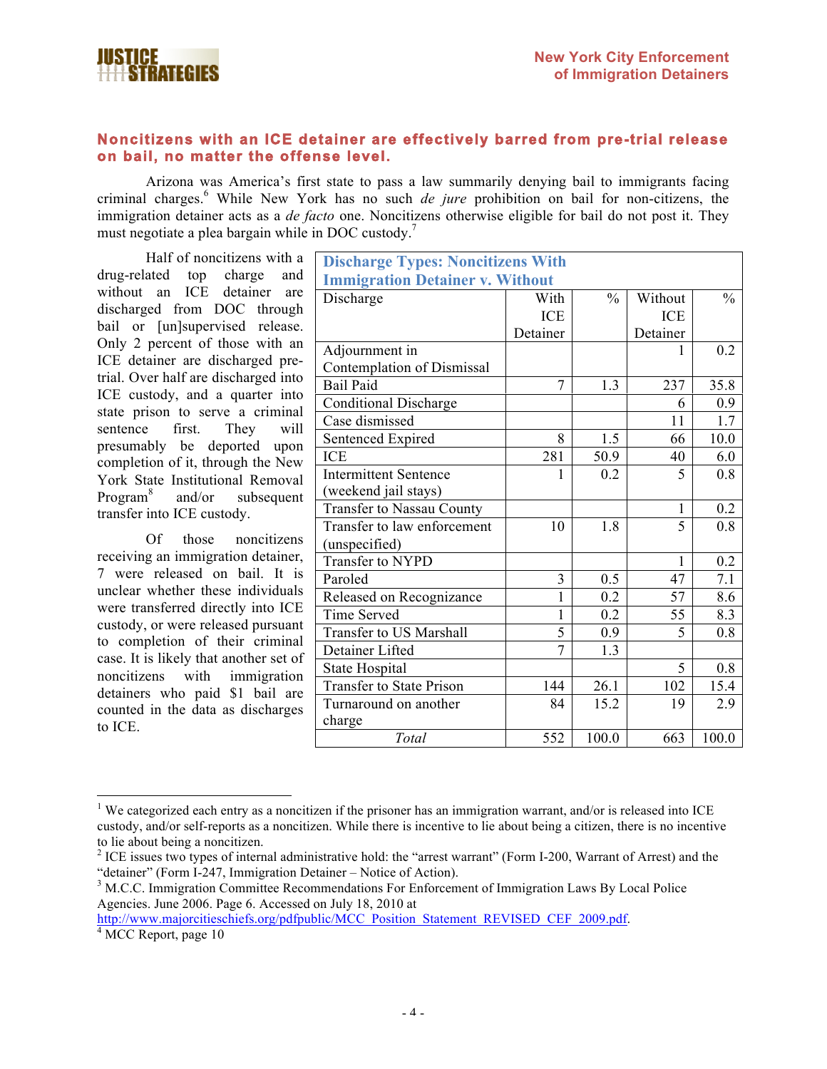## Noncitizens with an ICE detainer are effectively barred from pre-trial release on bail, no matter the offense level.

Arizona was America's first state to pass a law summarily denying bail to immigrants facing criminal charges.[6] While New York has no such *de jure* prohibition on bail for non-citizens, the immigration detainer acts as a *de facto* one. Noncitizens otherwise eligible for bail do not post it. They must negotiate a plea bargain while in DOC custody.[7]

Half of noncitizens with a drug-related top charge and without an ICE detainer are discharged from DOC through bail or [un]supervised release. Only 2 percent of those with an ICE detainer are discharged pre-trial. Over half are discharged into ICE custody, and a quarter into state prison to serve a criminal sentence first. They will presumably be deported upon completion of it, through the New York State Institutional Removal Program[8] and/or subsequent transfer into ICE custody.

Of those noncitizens receiving an immigration detainer, 7 were released on bail. It is unclear whether these individuals were transferred directly into ICE custody, or were released pursuant to completion of their criminal case. It is likely that another set of noncitizens with immigration detainers who paid $1 bail are counted in the data as discharges to ICE.

**Discharge Types: Noncitizens With Immigration Detainer v. Without**

| Discharge | With ICE Detainer | % | Without ICE Detainer | % |
|---|---|---|---|---|
| Adjournment in Contemplation of Dismissal | | | 1 | 0.2 |
| Bail Paid | 7 | 1.3 | 237 | 35.8 |
| Conditional Discharge | | | 6 | 0.9 |
| Case dismissed | | | 11 | 1.7 |
| Sentenced Expired | 8 | 1.5 | 66 | 10.0 |
| ICE | 281 | 50.9 | 40 | 6.0 |
| Intermittent Sentence (weekend jail stays) | 1 | 0.2 | 5 | 0.8 |
| Transfer to Nassau County | | | 1 | 0.2 |
| Transfer to law enforcement (unspecified) | 10 | 1.8 | 5 | 0.8 |
| Transfer to NYPD | | | 1 | 0.2 |
| Paroled | 3 | 0.5 | 47 | 7.1 |
| Released on Recognizance | 1 | 0.2 | 57 | 8.6 |
| Time Served | 1 | 0.2 | 55 | 8.3 |
| Transfer to US Marshall | 5 | 0.9 | 5 | 0.8 |
| Detainer Lifted | 7 | 1.3 | | |
| State Hospital | | | 5 | 0.8 |
| Transfer to State Prison | 144 | 26.1 | 102 | 15.4 |
| Turnaround on another charge | 84 | 15.2 | 19 | 2.9 |
| *Total* | 552 | 100.0 | 663 | 100.0 |

---

[1] We categorized each entry as a noncitizen if the prisoner has an immigration warrant, and/or is released into ICE custody, and/or self-reports as a noncitizen. While there is incentive to lie about being a citizen, there is no incentive to lie about being a noncitizen.

[2] ICE issues two types of internal administrative hold: the "arrest warrant" (Form I-200, Warrant of Arrest) and the "detainer" (Form I-247, Immigration Detainer – Notice of Action).

[3] M.C.C. Immigration Committee Recommendations For Enforcement of Immigration Laws By Local Police Agencies. June 2006. Page 6. Accessed on July 18, 2010 at http://www.majorcitieschiefs.org/pdfpublic/MCC_Position_Statement_REVISED_CEF_2009.pdf.

[4] MCC Report, page 10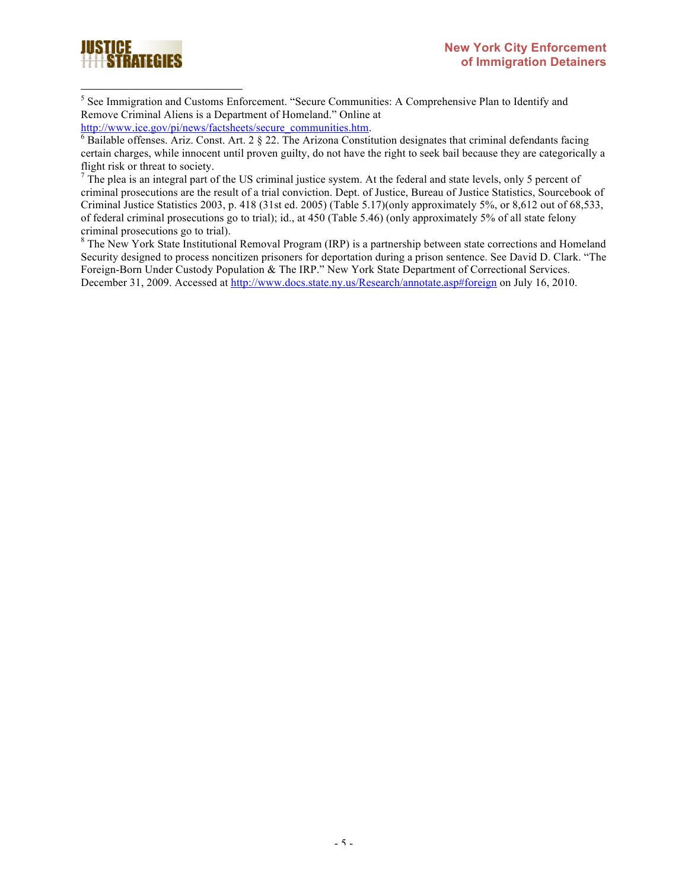[5] See Immigration and Customs Enforcement. "Secure Communities: A Comprehensive Plan to Identify and Remove Criminal Aliens is a Department of Homeland." Online at http://www.ice.gov/pi/news/factsheets/secure_communities.htm.

[6] Bailable offenses. Ariz. Const. Art. 2 § 22. The Arizona Constitution designates that criminal defendants facing certain charges, while innocent until proven guilty, do not have the right to seek bail because they are categorically a flight risk or threat to society.

[7] The plea is an integral part of the US criminal justice system. At the federal and state levels, only 5 percent of criminal prosecutions are the result of a trial conviction. Dept. of Justice, Bureau of Justice Statistics, Sourcebook of Criminal Justice Statistics 2003, p. 418 (31st ed. 2005) (Table 5.17)(only approximately 5%, or 8,612 out of 68,533, of federal criminal prosecutions go to trial); id., at 450 (Table 5.46) (only approximately 5% of all state felony criminal prosecutions go to trial).

[8] The New York State Institutional Removal Program (IRP) is a partnership between state corrections and Homeland Security designed to process noncitizen prisoners for deportation during a prison sentence. See David D. Clark. "The Foreign-Born Under Custody Population & The IRP." New York State Department of Correctional Services. December 31, 2009. Accessed at http://www.docs.state.ny.us/Research/annotate.asp#foreign on July 16, 2010.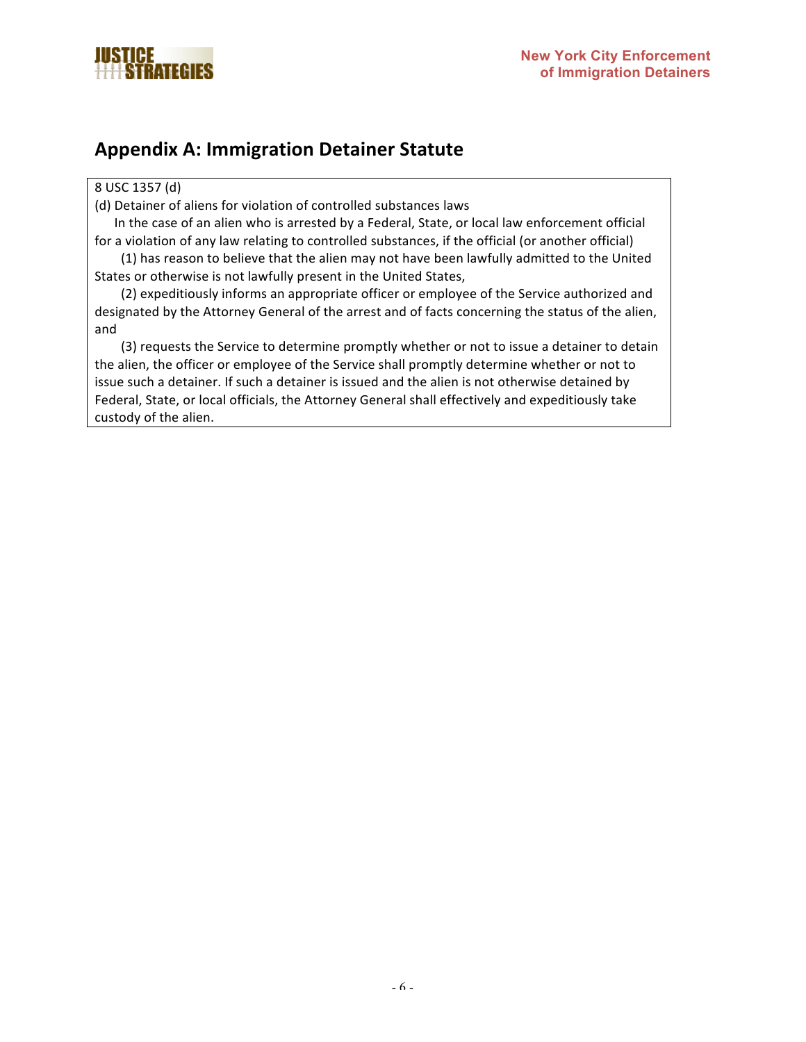## Appendix A: Immigration Detainer Statute

8 USC 1357 (d)

(d) Detainer of aliens for violation of controlled substances laws

In the case of an alien who is arrested by a Federal, State, or local law enforcement official for a violation of any law relating to controlled substances, if the official (or another official)

(1) has reason to believe that the alien may not have been lawfully admitted to the United States or otherwise is not lawfully present in the United States,

(2) expeditiously informs an appropriate officer or employee of the Service authorized and designated by the Attorney General of the arrest and of facts concerning the status of the alien, and

(3) requests the Service to determine promptly whether or not to issue a detainer to detain the alien, the officer or employee of the Service shall promptly determine whether or not to issue such a detainer. If such a detainer is issued and the alien is not otherwise detained by Federal, State, or local officials, the Attorney General shall effectively and expeditiously take custody of the alien.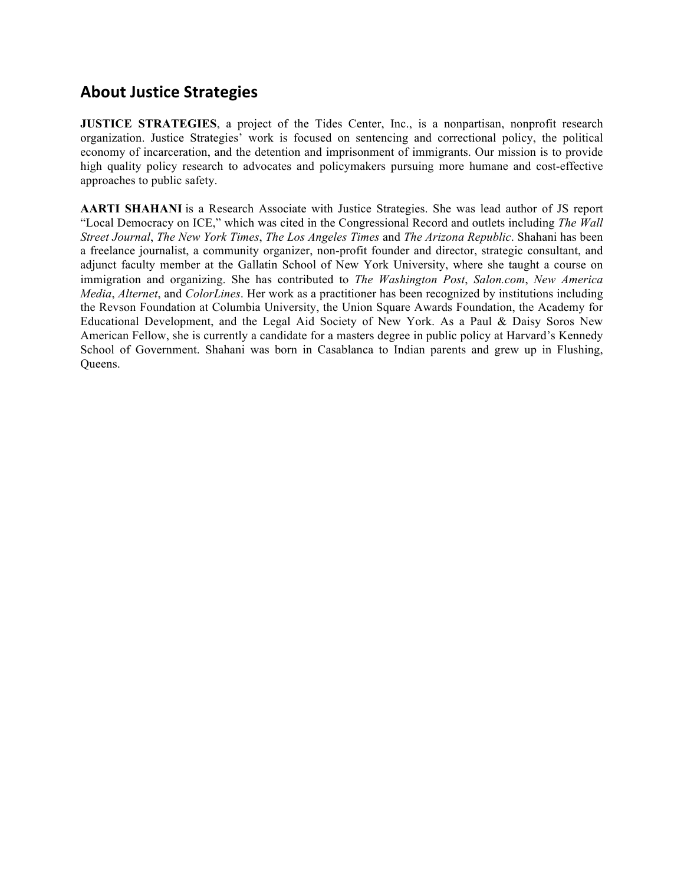## About Justice Strategies

**JUSTICE STRATEGIES**, a project of the Tides Center, Inc., is a nonpartisan, nonprofit research organization. Justice Strategies' work is focused on sentencing and correctional policy, the political economy of incarceration, and the detention and imprisonment of immigrants. Our mission is to provide high quality policy research to advocates and policymakers pursuing more humane and cost-effective approaches to public safety.

**AARTI SHAHANI** is a Research Associate with Justice Strategies. She was lead author of JS report "Local Democracy on ICE," which was cited in the Congressional Record and outlets including *The Wall Street Journal*, *The New York Times*, *The Los Angeles Times* and *The Arizona Republic*. Shahani has been a freelance journalist, a community organizer, non-profit founder and director, strategic consultant, and adjunct faculty member at the Gallatin School of New York University, where she taught a course on immigration and organizing. She has contributed to *The Washington Post*, *Salon.com*, *New America Media*, *Alternet*, and *ColorLines*. Her work as a practitioner has been recognized by institutions including the Revson Foundation at Columbia University, the Union Square Awards Foundation, the Academy for Educational Development, and the Legal Aid Society of New York. As a Paul & Daisy Soros New American Fellow, she is currently a candidate for a masters degree in public policy at Harvard's Kennedy School of Government. Shahani was born in Casablanca to Indian parents and grew up in Flushing, Queens.